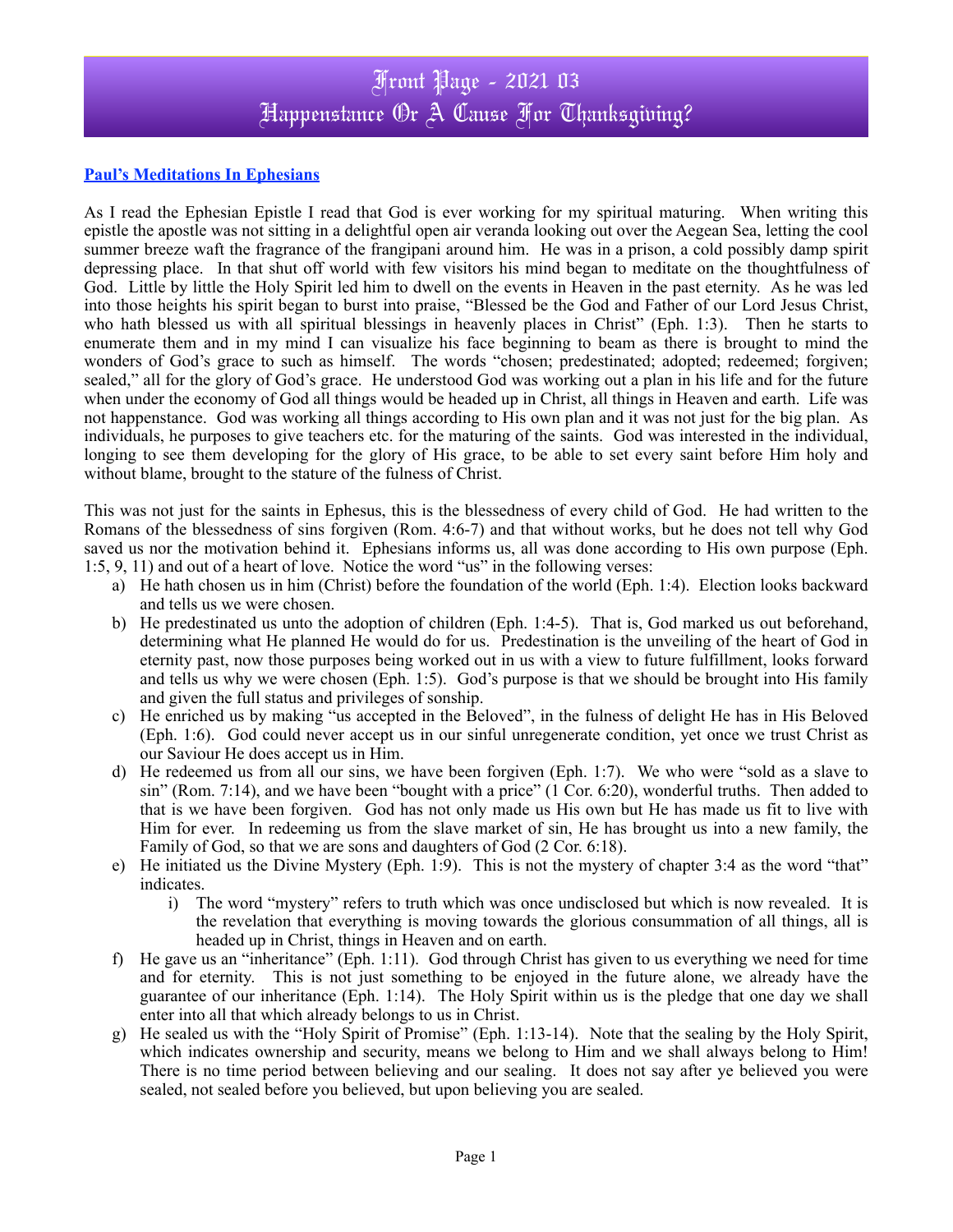# Front Page - 2021 03
# Happenstance Or A Cause For Thanksgiving?

**Paul's Meditations In Ephesians**

As I read the Ephesian Epistle I read that God is ever working for my spiritual maturing. When writing this epistle the apostle was not sitting in a delightful open air veranda looking out over the Aegean Sea, letting the cool summer breeze waft the fragrance of the frangipani around him. He was in a prison, a cold possibly damp spirit depressing place. In that shut off world with few visitors his mind began to meditate on the thoughtfulness of God. Little by little the Holy Spirit led him to dwell on the events in Heaven in the past eternity. As he was led into those heights his spirit began to burst into praise, "Blessed be the God and Father of our Lord Jesus Christ, who hath blessed us with all spiritual blessings in heavenly places in Christ" (Eph. 1:3). Then he starts to enumerate them and in my mind I can visualize his face beginning to beam as there is brought to mind the wonders of God's grace to such as himself. The words "chosen; predestinated; adopted; redeemed; forgiven; sealed," all for the glory of God's grace. He understood God was working out a plan in his life and for the future when under the economy of God all things would be headed up in Christ, all things in Heaven and earth. Life was not happenstance. God was working all things according to His own plan and it was not just for the big plan. As individuals, he purposes to give teachers etc. for the maturing of the saints. God was interested in the individual, longing to see them developing for the glory of His grace, to be able to set every saint before Him holy and without blame, brought to the stature of the fulness of Christ.

This was not just for the saints in Ephesus, this is the blessedness of every child of God. He had written to the Romans of the blessedness of sins forgiven (Rom. 4:6-7) and that without works, but he does not tell why God saved us nor the motivation behind it. Ephesians informs us, all was done according to His own purpose (Eph. 1:5, 9, 11) and out of a heart of love. Notice the word "us" in the following verses:

a) He hath chosen us in him (Christ) before the foundation of the world (Eph. 1:4). Election looks backward and tells us we were chosen.
b) He predestinated us unto the adoption of children (Eph. 1:4-5). That is, God marked us out beforehand, determining what He planned He would do for us. Predestination is the unveiling of the heart of God in eternity past, now those purposes being worked out in us with a view to future fulfillment, looks forward and tells us why we were chosen (Eph. 1:5). God's purpose is that we should be brought into His family and given the full status and privileges of sonship.
c) He enriched us by making "us accepted in the Beloved", in the fulness of delight He has in His Beloved (Eph. 1:6). God could never accept us in our sinful unregenerate condition, yet once we trust Christ as our Saviour He does accept us in Him.
d) He redeemed us from all our sins, we have been forgiven (Eph. 1:7). We who were "sold as a slave to sin" (Rom. 7:14), and we have been "bought with a price" (1 Cor. 6:20), wonderful truths. Then added to that is we have been forgiven. God has not only made us His own but He has made us fit to live with Him for ever. In redeeming us from the slave market of sin, He has brought us into a new family, the Family of God, so that we are sons and daughters of God (2 Cor. 6:18).
e) He initiated us the Divine Mystery (Eph. 1:9). This is not the mystery of chapter 3:4 as the word "that" indicates.
   i) The word "mystery" refers to truth which was once undisclosed but which is now revealed. It is the revelation that everything is moving towards the glorious consummation of all things, all is headed up in Christ, things in Heaven and on earth.
f) He gave us an "inheritance" (Eph. 1:11). God through Christ has given to us everything we need for time and for eternity. This is not just something to be enjoyed in the future alone, we already have the guarantee of our inheritance (Eph. 1:14). The Holy Spirit within us is the pledge that one day we shall enter into all that which already belongs to us in Christ.
g) He sealed us with the "Holy Spirit of Promise" (Eph. 1:13-14). Note that the sealing by the Holy Spirit, which indicates ownership and security, means we belong to Him and we shall always belong to Him! There is no time period between believing and our sealing. It does not say after ye believed you were sealed, not sealed before you believed, but upon believing you are sealed.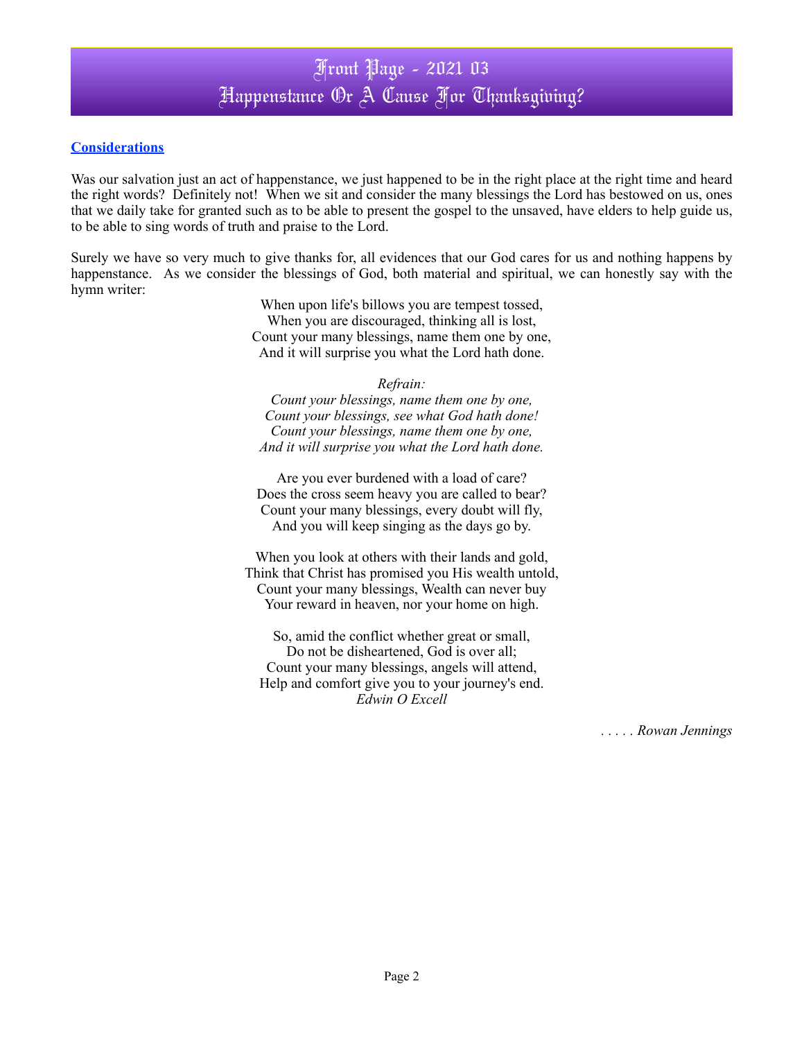# Front Page - 2021 03
# Happenstance Or A Cause For Thanksgiving?

**Considerations**

Was our salvation just an act of happenstance, we just happened to be in the right place at the right time and heard the right words? Definitely not! When we sit and consider the many blessings the Lord has bestowed on us, ones that we daily take for granted such as to be able to present the gospel to the unsaved, have elders to help guide us, to be able to sing words of truth and praise to the Lord.

Surely we have so very much to give thanks for, all evidences that our God cares for us and nothing happens by happenstance. As we consider the blessings of God, both material and spiritual, we can honestly say with the hymn writer:

When upon life's billows you are tempest tossed,
When you are discouraged, thinking all is lost,
Count your many blessings, name them one by one,
And it will surprise you what the Lord hath done.

*Refrain:*
*Count your blessings, name them one by one,*
*Count your blessings, see what God hath done!*
*Count your blessings, name them one by one,*
*And it will surprise you what the Lord hath done.*

Are you ever burdened with a load of care?
Does the cross seem heavy you are called to bear?
Count your many blessings, every doubt will fly,
And you will keep singing as the days go by.

When you look at others with their lands and gold,
Think that Christ has promised you His wealth untold,
Count your many blessings, Wealth can never buy
Your reward in heaven, nor your home on high.

So, amid the conflict whether great or small,
Do not be disheartened, God is over all;
Count your many blessings, angels will attend,
Help and comfort give you to your journey's end.
*Edwin O Excell*

. . . . . *Rowan Jennings*